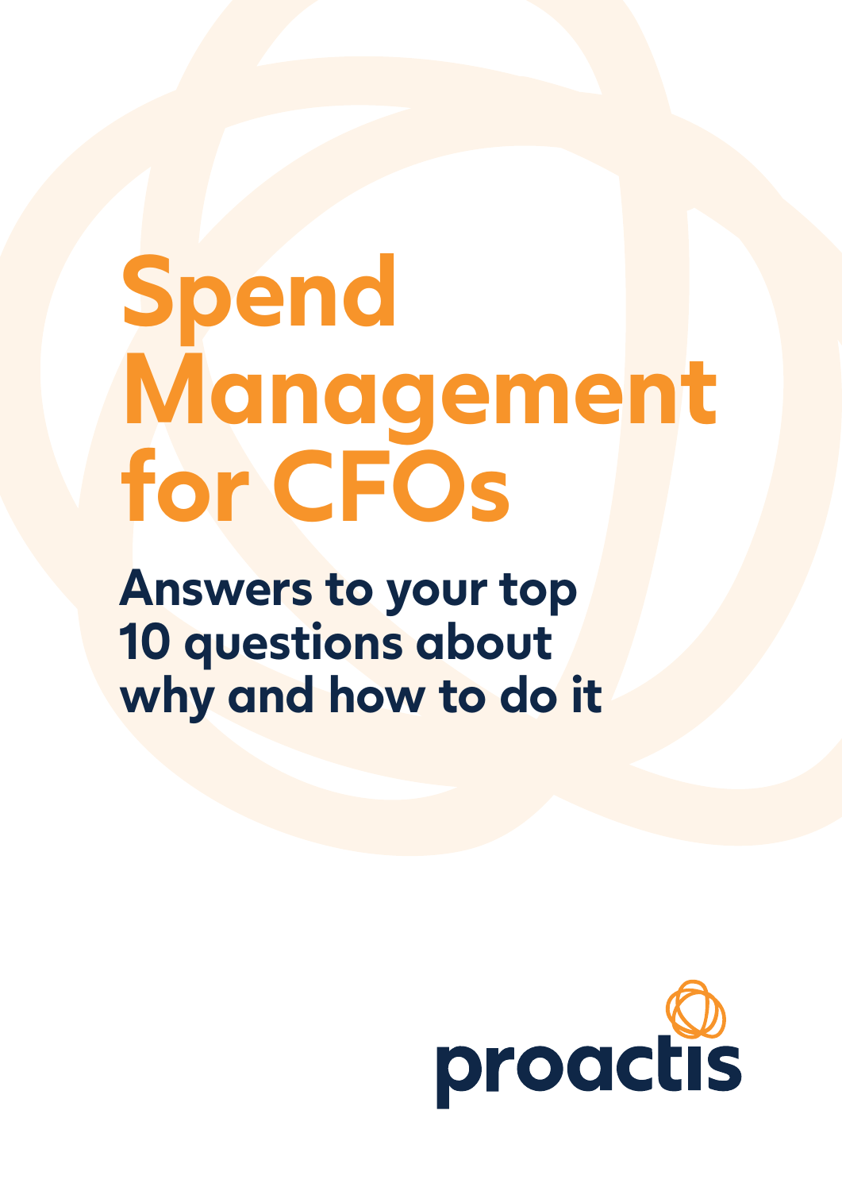# Spend Management for CFOs

## Answers to your top 10 questions about why and how to do it

proactis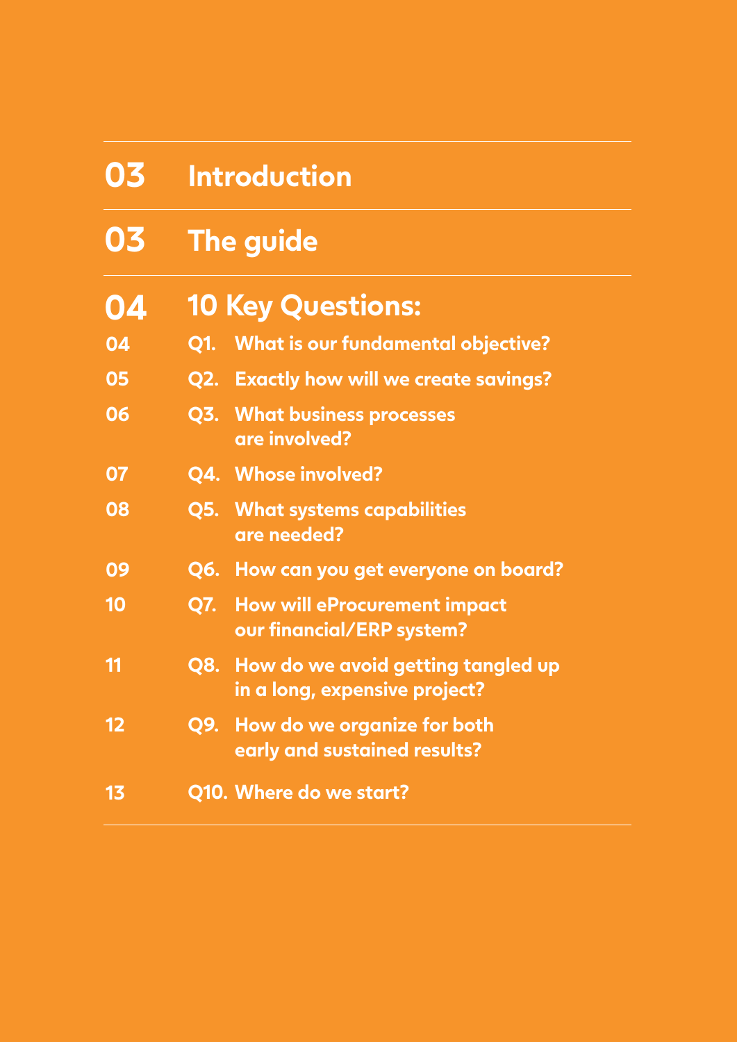| | |
|---|---|
| **03** | **Introduction** |
| **03** | **The guide** |
| **04** | **10 Key Questions:** |
| **04** | **Q1. What is our fundamental objective?** |
| **05** | **Q2. Exactly how will we create savings?** |
| **06** | **Q3. What business processes are involved?** |
| **07** | **Q4. Whose involved?** |
| **08** | **Q5. What systems capabilities are needed?** |
| **09** | **Q6. How can you get everyone on board?** |
| **10** | **Q7. How will eProcurement impact our financial/ERP system?** |
| **11** | **Q8. How do we avoid getting tangled up in a long, expensive project?** |
| **12** | **Q9. How do we organize for both early and sustained results?** |
| **13** | **Q10. Where do we start?** |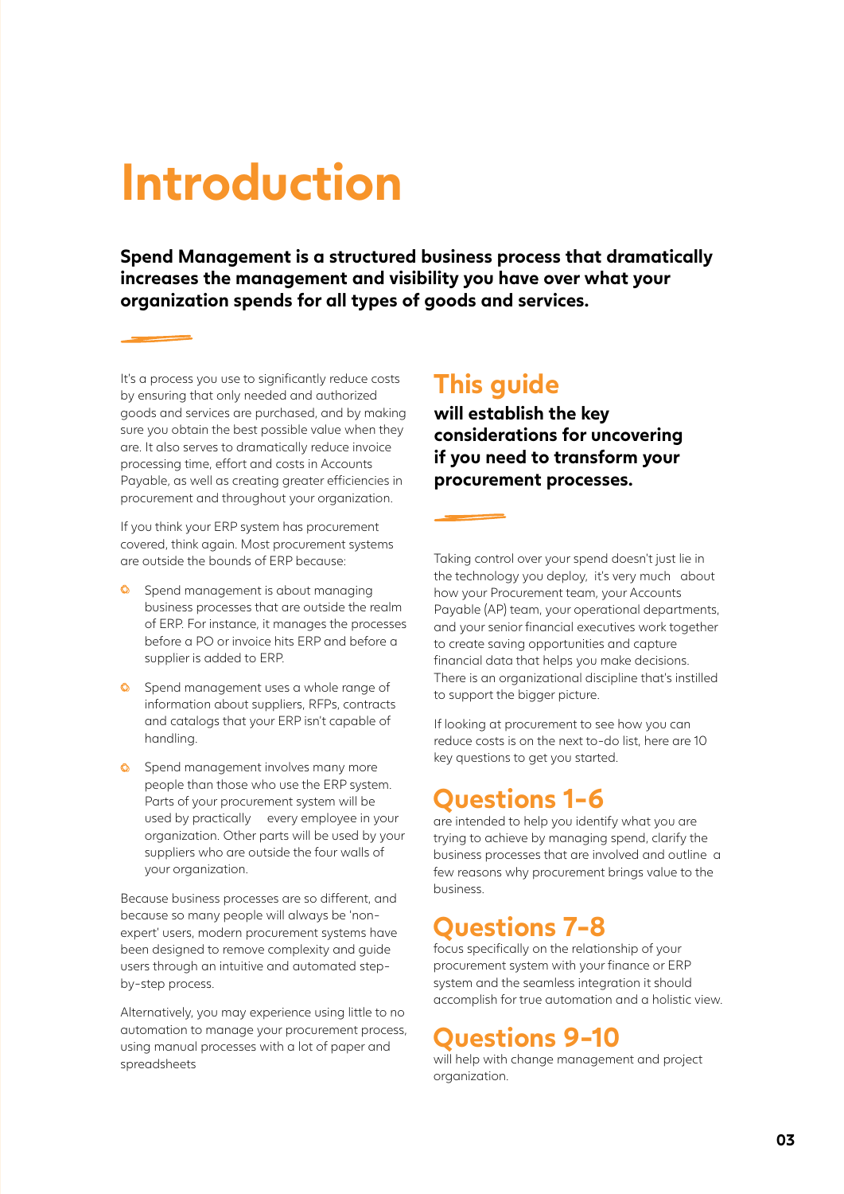# Introduction

**Spend Management is a structured business process that dramatically increases the management and visibility you have over what your organization spends for all types of goods and services.**

It's a process you use to significantly reduce costs by ensuring that only needed and authorized goods and services are purchased, and by making sure you obtain the best possible value when they are. It also serves to dramatically reduce invoice processing time, effort and costs in Accounts Payable, as well as creating greater efficiencies in procurement and throughout your organization.

If you think your ERP system has procurement covered, think again. Most procurement systems are outside the bounds of ERP because:

- Spend management is about managing business processes that are outside the realm of ERP. For instance, it manages the processes before a PO or invoice hits ERP and before a supplier is added to ERP.
- Spend management uses a whole range of information about suppliers, RFPs, contracts and catalogs that your ERP isn't capable of handling.
- Spend management involves many more people than those who use the ERP system. Parts of your procurement system will be used by practically every employee in your organization. Other parts will be used by your suppliers who are outside the four walls of your organization.

Because business processes are so different, and because so many people will always be 'non-expert' users, modern procurement systems have been designed to remove complexity and guide users through an intuitive and automated step-by-step process.

Alternatively, you may experience using little to no automation to manage your procurement process, using manual processes with a lot of paper and spreadsheets

## This guide

**will establish the key considerations for uncovering if you need to transform your procurement processes.**

Taking control over your spend doesn't just lie in the technology you deploy, it's very much about how your Procurement team, your Accounts Payable (AP) team, your operational departments, and your senior financial executives work together to create saving opportunities and capture financial data that helps you make decisions. There is an organizational discipline that's instilled to support the bigger picture.

If looking at procurement to see how you can reduce costs is on the next to-do list, here are 10 key questions to get you started.

## Questions 1-6

are intended to help you identify what you are trying to achieve by managing spend, clarify the business processes that are involved and outline a few reasons why procurement brings value to the business.

## Questions 7-8

focus specifically on the relationship of your procurement system with your finance or ERP system and the seamless integration it should accomplish for true automation and a holistic view.

## Questions 9-10

will help with change management and project organization.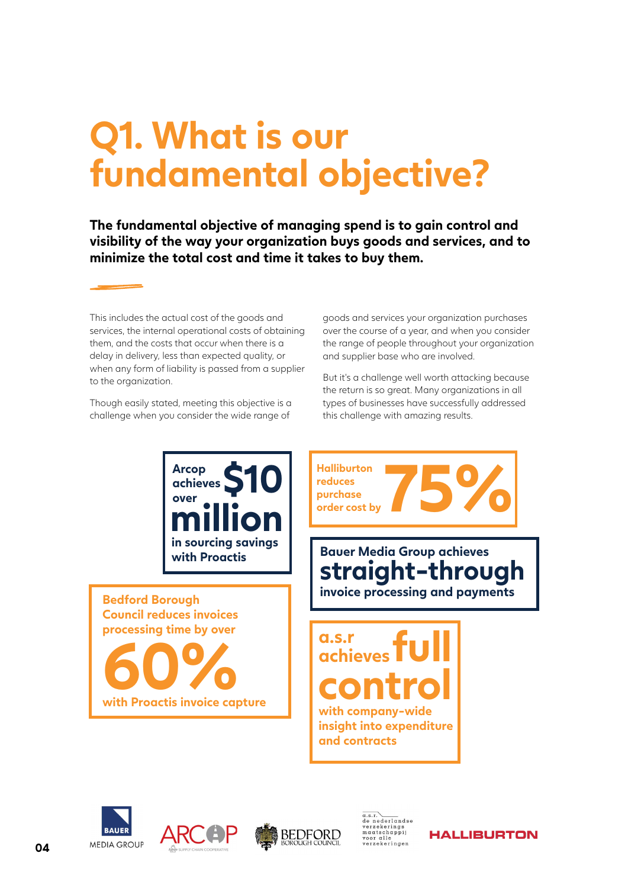# Q1. What is our fundamental objective?

**The fundamental objective of managing spend is to gain control and visibility of the way your organization buys goods and services, and to minimize the total cost and time it takes to buy them.**

This includes the actual cost of the goods and services, the internal operational costs of obtaining them, and the costs that occur when there is a delay in delivery, less than expected quality, or when any form of liability is passed from a supplier to the organization.

Though easily stated, meeting this objective is a challenge when you consider the wide range of goods and services your organization purchases over the course of a year, and when you consider the range of people throughout your organization and supplier base who are involved.

But it's a challenge well worth attacking because the return is so great. Many organizations in all types of businesses have successfully addressed this challenge with amazing results.

**Arcop achieves over $10 million in sourcing savings with Proactis**

**Halliburton reduces purchase order cost by 75%**

**Bauer Media Group achieves straight-through invoice processing and payments**

**Bedford Borough Council reduces invoices processing time by over 60% with Proactis invoice capture**

**a.s.r achieves full control with company-wide insight into expenditure and contracts**

BAUER MEDIA GROUP | ARCOP | BEDFORD BOROUGH COUNCIL | a.s.r. de nederlandse verzekerings maatschappij voor alle verzekeringen | HALLIBURTON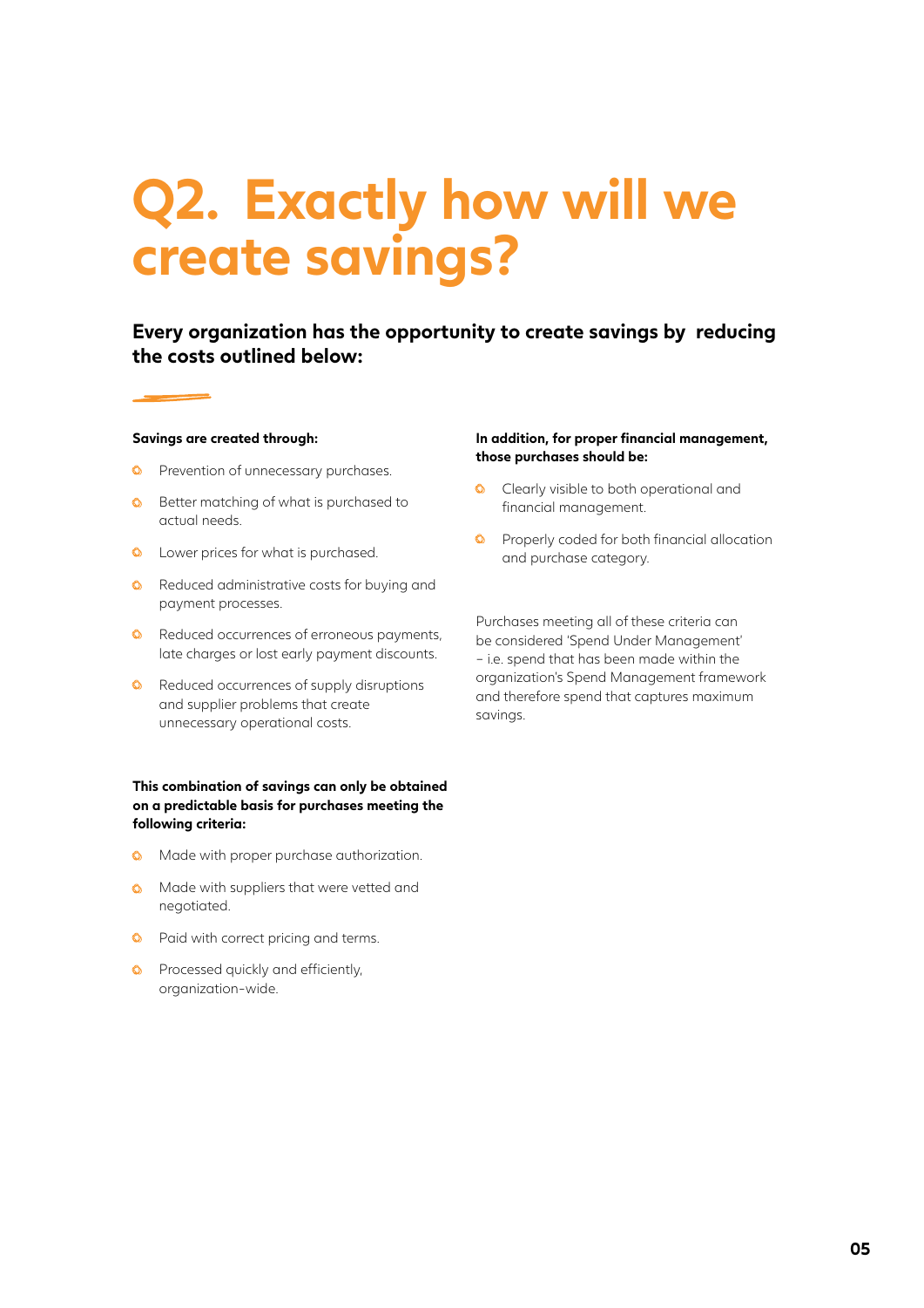# Q2. Exactly how will we create savings?

**Every organization has the opportunity to create savings by reducing the costs outlined below:**

**Savings are created through:**

- Prevention of unnecessary purchases.
- Better matching of what is purchased to actual needs.
- Lower prices for what is purchased.
- Reduced administrative costs for buying and payment processes.
- Reduced occurrences of erroneous payments, late charges or lost early payment discounts.
- Reduced occurrences of supply disruptions and supplier problems that create unnecessary operational costs.

**This combination of savings can only be obtained on a predictable basis for purchases meeting the following criteria:**

- Made with proper purchase authorization.
- Made with suppliers that were vetted and negotiated.
- Paid with correct pricing and terms.
- Processed quickly and efficiently, organization-wide.

**In addition, for proper financial management, those purchases should be:**

- Clearly visible to both operational and financial management.
- Properly coded for both financial allocation and purchase category.

Purchases meeting all of these criteria can be considered 'Spend Under Management' – i.e. spend that has been made within the organization's Spend Management framework and therefore spend that captures maximum savings.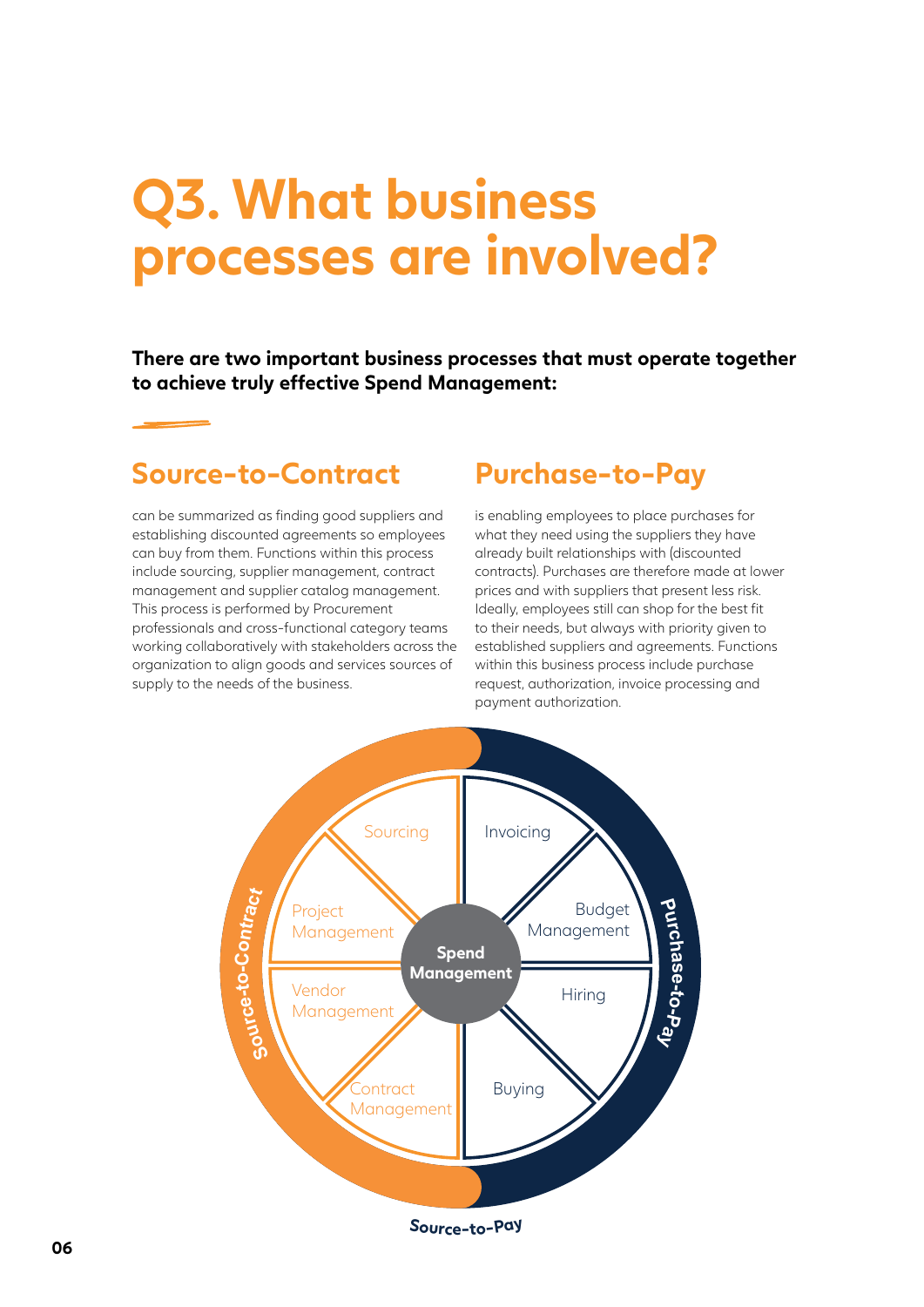# Q3. What business processes are involved?

**There are two important business processes that must operate together to achieve truly effective Spend Management:**

## Source-to-Contract

can be summarized as finding good suppliers and establishing discounted agreements so employees can buy from them. Functions within this process include sourcing, supplier management, contract management and supplier catalog management. This process is performed by Procurement professionals and cross-functional category teams working collaboratively with stakeholders across the organization to align goods and services sources of supply to the needs of the business.

## Purchase-to-Pay

is enabling employees to place purchases for what they need using the suppliers they have already built relationships with (discounted contracts). Purchases are therefore made at lower prices and with suppliers that present less risk. Ideally, employees still can shop for the best fit to their needs, but always with priority given to established suppliers and agreements. Functions within this business process include purchase request, authorization, invoice processing and payment authorization.

Source-to-Contract: Sourcing, Project Management, Vendor Management, Contract Management

Spend Management

Purchase-to-Pay: Invoicing, Budget Management, Hiring, Buying

Source-to-Pay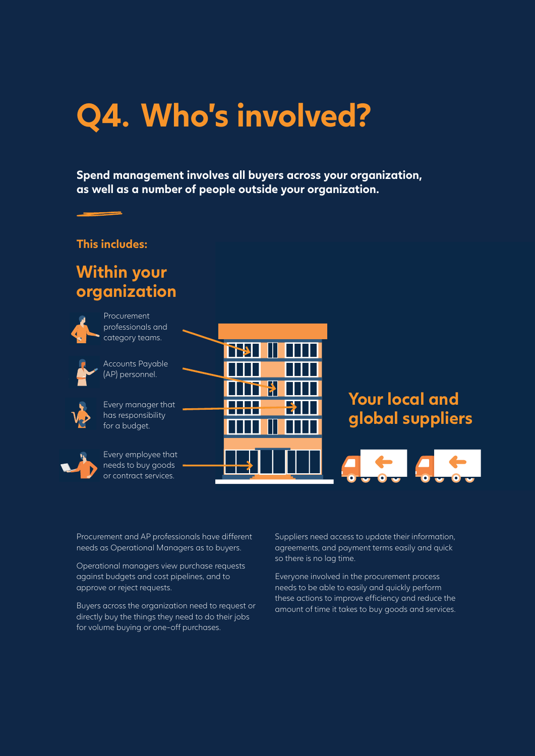# Q4. Who's involved?

**Spend management involves all buyers across your organization, as well as a number of people outside your organization.**

**This includes:**

## Within your organization

- Procurement professionals and category teams.
- Accounts Payable (AP) personnel.
- Every manager that has responsibility for a budget.
- Every employee that needs to buy goods or contract services.

## Your local and global suppliers

Procurement and AP professionals have different needs as Operational Managers as to buyers.

Operational managers view purchase requests against budgets and cost pipelines, and to approve or reject requests.

Buyers across the organization need to request or directly buy the things they need to do their jobs for volume buying or one-off purchases.

Suppliers need access to update their information, agreements, and payment terms easily and quick so there is no lag time.

Everyone involved in the procurement process needs to be able to easily and quickly perform these actions to improve efficiency and reduce the amount of time it takes to buy goods and services.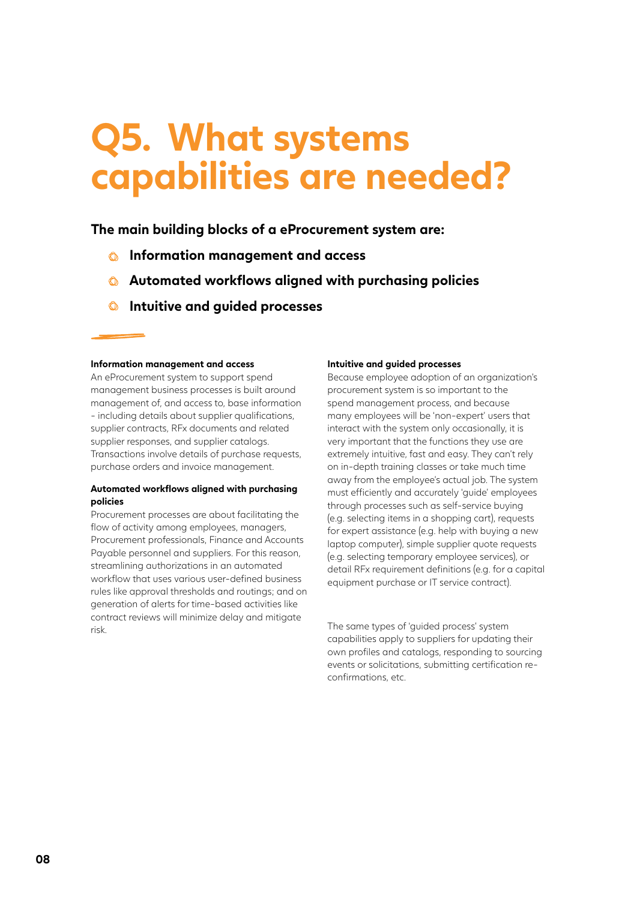# Q5. What systems capabilities are needed?

**The main building blocks of a eProcurement system are:**

- **Information management and access**
- **Automated workflows aligned with purchasing policies**
- **Intuitive and guided processes**

**Information management and access**
An eProcurement system to support spend management business processes is built around management of, and access to, base information - including details about supplier qualifications, supplier contracts, RFx documents and related supplier responses, and supplier catalogs. Transactions involve details of purchase requests, purchase orders and invoice management.

**Automated workflows aligned with purchasing policies**
Procurement processes are about facilitating the flow of activity among employees, managers, Procurement professionals, Finance and Accounts Payable personnel and suppliers. For this reason, streamlining authorizations in an automated workflow that uses various user-defined business rules like approval thresholds and routings; and on generation of alerts for time-based activities like contract reviews will minimize delay and mitigate risk.

**Intuitive and guided processes**
Because employee adoption of an organization's procurement system is so important to the spend management process, and because many employees will be 'non-expert' users that interact with the system only occasionally, it is very important that the functions they use are extremely intuitive, fast and easy. They can't rely on in-depth training classes or take much time away from the employee's actual job. The system must efficiently and accurately 'guide' employees through processes such as self-service buying (e.g. selecting items in a shopping cart), requests for expert assistance (e.g. help with buying a new laptop computer), simple supplier quote requests (e.g. selecting temporary employee services), or detail RFx requirement definitions (e.g. for a capital equipment purchase or IT service contract).

The same types of 'guided process' system capabilities apply to suppliers for updating their own profiles and catalogs, responding to sourcing events or solicitations, submitting certification re-confirmations, etc.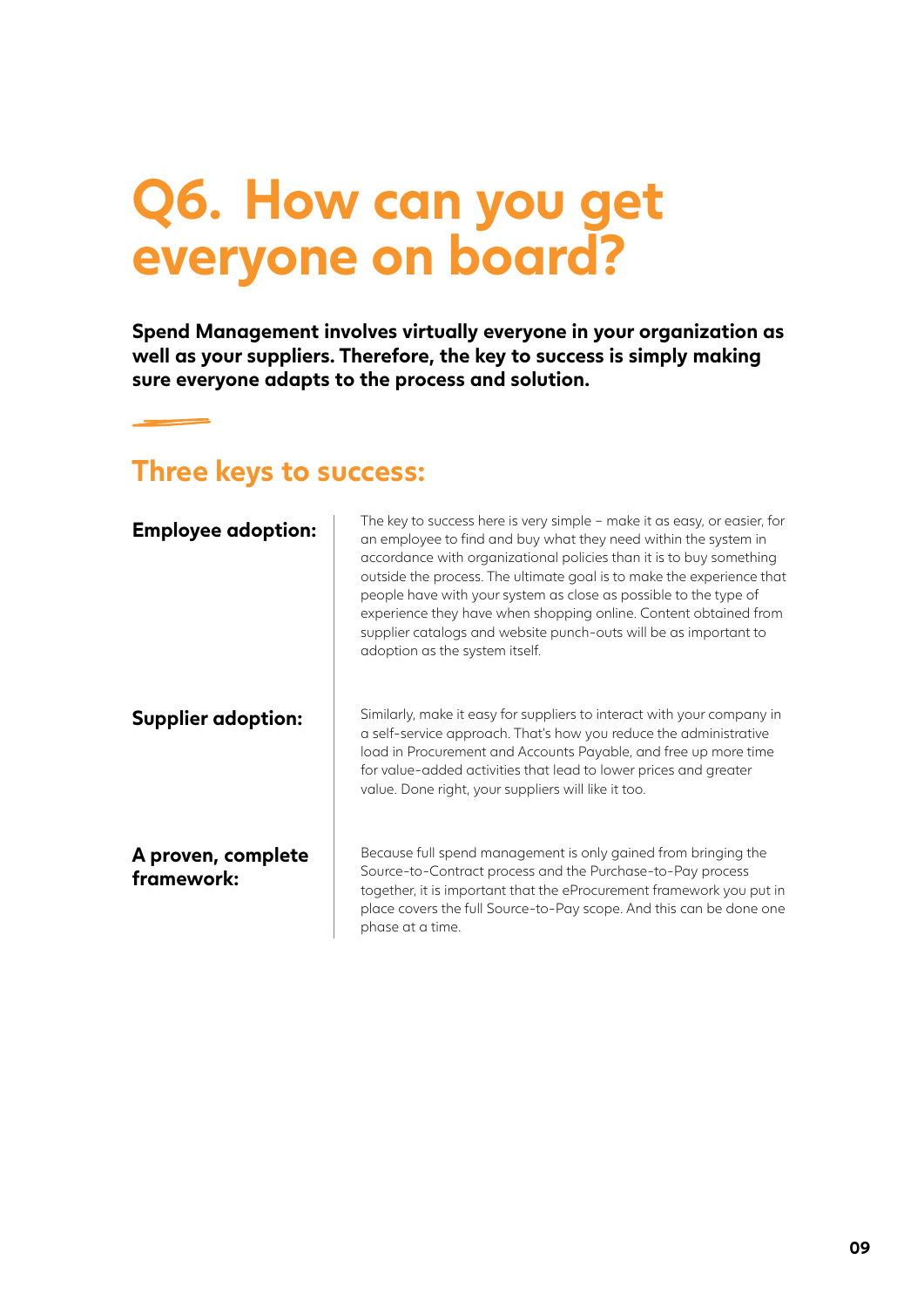# Q6. How can you get everyone on board?

**Spend Management involves virtually everyone in your organization as well as your suppliers. Therefore, the key to success is simply making sure everyone adapts to the process and solution.**

## Three keys to success:

**Employee adoption:**

The key to success here is very simple – make it as easy, or easier, for an employee to find and buy what they need within the system in accordance with organizational policies than it is to buy something outside the process. The ultimate goal is to make the experience that people have with your system as close as possible to the type of experience they have when shopping online. Content obtained from supplier catalogs and website punch-outs will be as important to adoption as the system itself.

**Supplier adoption:**

Similarly, make it easy for suppliers to interact with your company in a self-service approach. That's how you reduce the administrative load in Procurement and Accounts Payable, and free up more time for value-added activities that lead to lower prices and greater value. Done right, your suppliers will like it too.

**A proven, complete framework:**

Because full spend management is only gained from bringing the Source-to-Contract process and the Purchase-to-Pay process together, it is important that the eProcurement framework you put in place covers the full Source-to-Pay scope. And this can be done one phase at a time.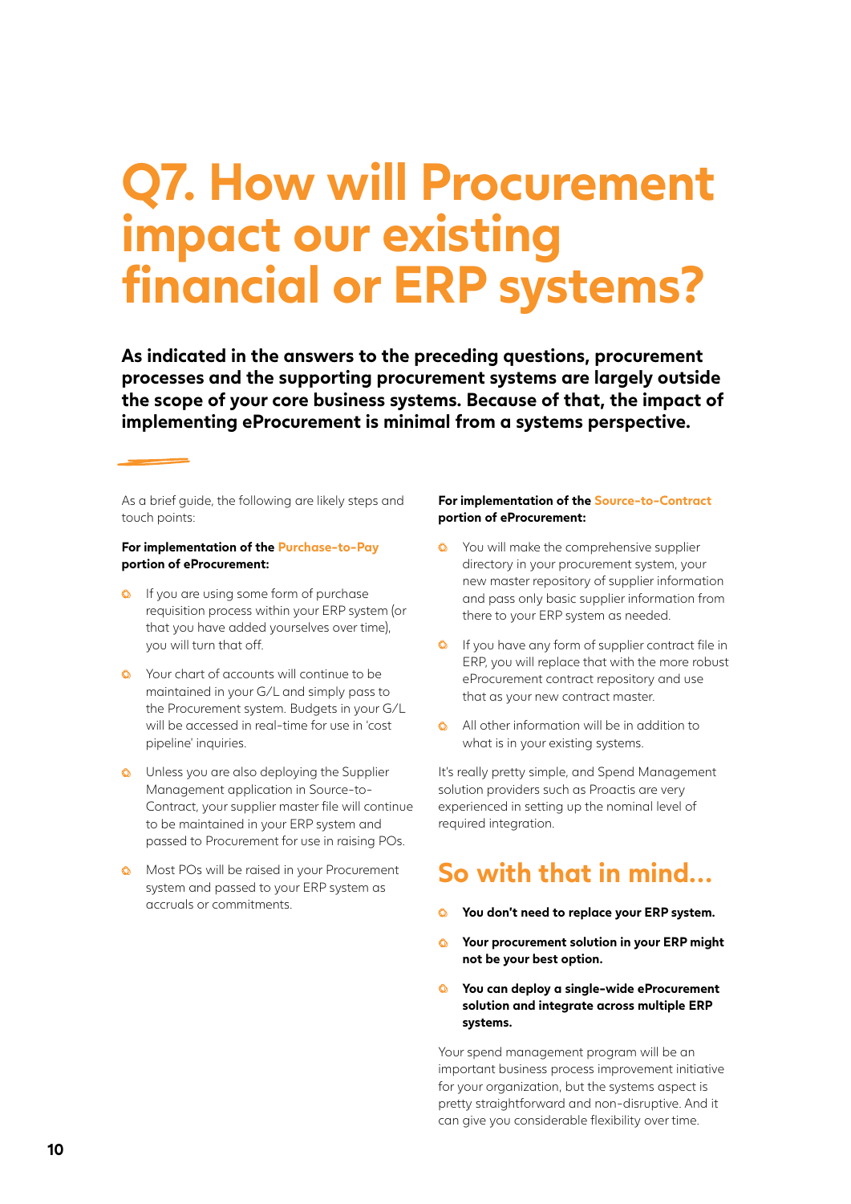# Q7. How will Procurement impact our existing financial or ERP systems?

**As indicated in the answers to the preceding questions, procurement processes and the supporting procurement systems are largely outside the scope of your core business systems. Because of that, the impact of implementing eProcurement is minimal from a systems perspective.**

As a brief guide, the following are likely steps and touch points:

**For implementation of the Purchase-to-Pay portion of eProcurement:**

- If you are using some form of purchase requisition process within your ERP system (or that you have added yourselves over time), you will turn that off.
- Your chart of accounts will continue to be maintained in your G/L and simply pass to the Procurement system. Budgets in your G/L will be accessed in real-time for use in 'cost pipeline' inquiries.
- Unless you are also deploying the Supplier Management application in Source-to-Contract, your supplier master file will continue to be maintained in your ERP system and passed to Procurement for use in raising POs.
- Most POs will be raised in your Procurement system and passed to your ERP system as accruals or commitments.

**For implementation of the Source-to-Contract portion of eProcurement:**

- You will make the comprehensive supplier directory in your procurement system, your new master repository of supplier information and pass only basic supplier information from there to your ERP system as needed.
- If you have any form of supplier contract file in ERP, you will replace that with the more robust eProcurement contract repository and use that as your new contract master.
- All other information will be in addition to what is in your existing systems.

It's really pretty simple, and Spend Management solution providers such as Proactis are very experienced in setting up the nominal level of required integration.

## So with that in mind...

- **You don't need to replace your ERP system.**
- **Your procurement solution in your ERP might not be your best option.**
- **You can deploy a single-wide eProcurement solution and integrate across multiple ERP systems.**

Your spend management program will be an important business process improvement initiative for your organization, but the systems aspect is pretty straightforward and non-disruptive. And it can give you considerable flexibility over time.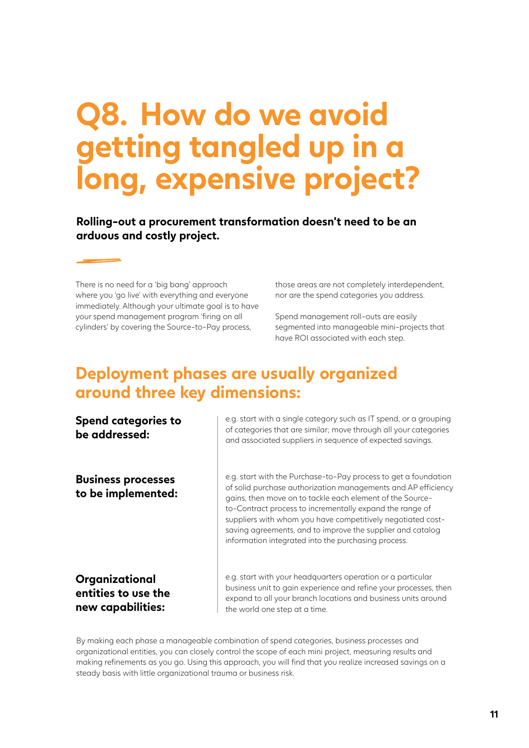# Q8. How do we avoid getting tangled up in a long, expensive project?

**Rolling-out a procurement transformation doesn't need to be an arduous and costly project.**

There is no need for a 'big bang' approach where you 'go live' with everything and everyone immediately. Although your ultimate goal is to have your spend management program 'firing on all cylinders' by covering the Source-to-Pay process, those areas are not completely interdependent, nor are the spend categories you address.

Spend management roll-outs are easily segmented into manageable mini-projects that have ROI associated with each step.

## Deployment phases are usually organized around three key dimensions:

**Spend categories to be addressed:**

e.g. start with a single category such as IT spend, or a grouping of categories that are similar; move through all your categories and associated suppliers in sequence of expected savings.

**Business processes to be implemented:**

e.g. start with the Purchase-to-Pay process to get a foundation of solid purchase authorization managements and AP efficiency gains, then move on to tackle each element of the Source-to-Contract process to incrementally expand the range of suppliers with whom you have competitively negotiated cost-saving agreements, and to improve the supplier and catalog information integrated into the purchasing process.

**Organizational entities to use the new capabilities:**

e.g. start with your headquarters operation or a particular business unit to gain experience and refine your processes, then expand to all your branch locations and business units around the world one step at a time.

By making each phase a manageable combination of spend categories, business processes and organizational entities, you can closely control the scope of each mini project, measuring results and making refinements as you go. Using this approach, you will find that you realize increased savings on a steady basis with little organizational trauma or business risk.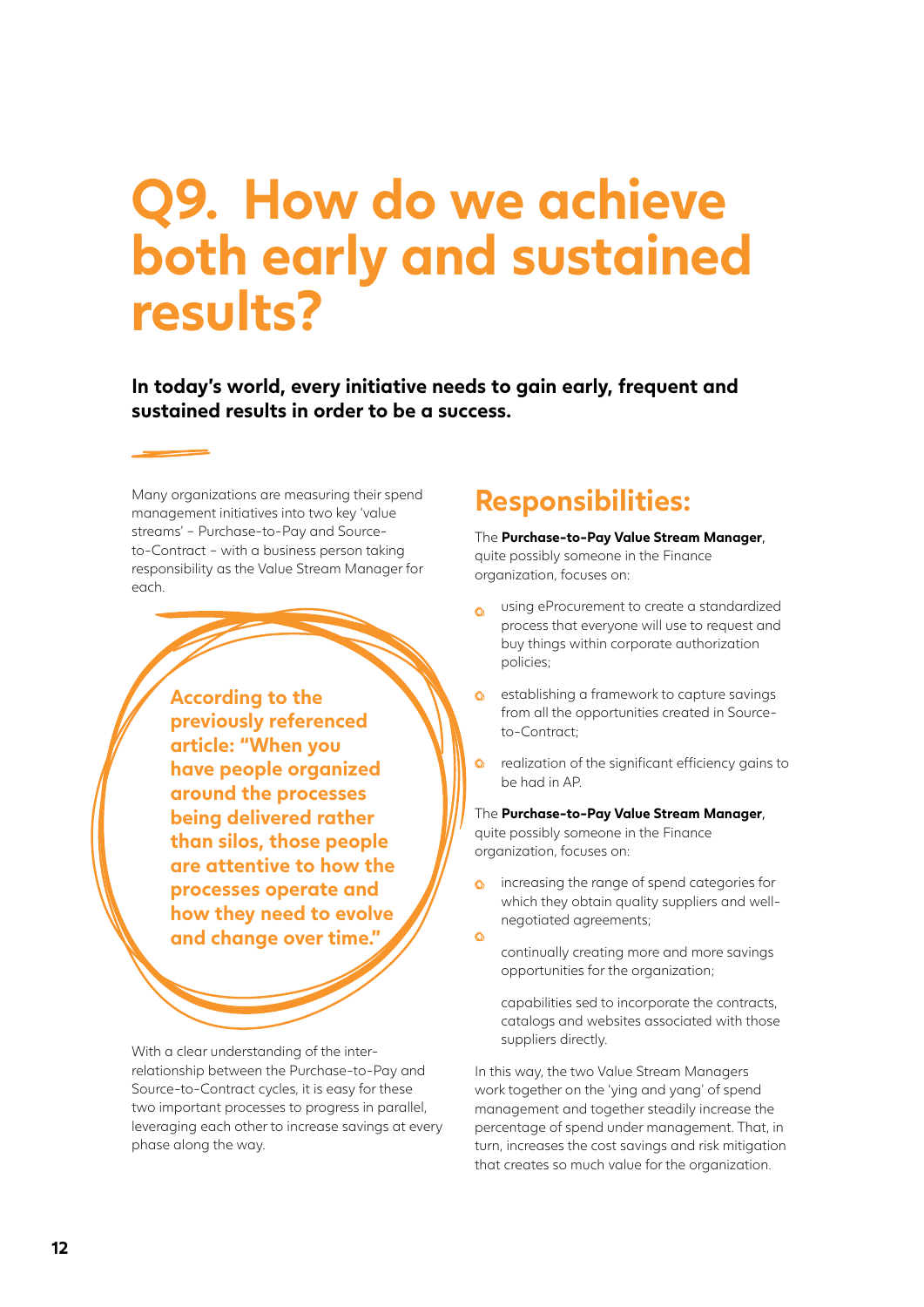# Q9. How do we achieve both early and sustained results?

**In today's world, every initiative needs to gain early, frequent and sustained results in order to be a success.**

Many organizations are measuring their spend management initiatives into two key 'value streams' – Purchase-to-Pay and Source-to-Contract – with a business person taking responsibility as the Value Stream Manager for each.

**According to the previously referenced article: "When you have people organized around the processes being delivered rather than silos, those people are attentive to how the processes operate and how they need to evolve and change over time."**

With a clear understanding of the inter-relationship between the Purchase-to-Pay and Source-to-Contract cycles, it is easy for these two important processes to progress in parallel, leveraging each other to increase savings at every phase along the way.

## Responsibilities:

The **Purchase-to-Pay Value Stream Manager**, quite possibly someone in the Finance organization, focuses on:

- using eProcurement to create a standardized process that everyone will use to request and buy things within corporate authorization policies;
- establishing a framework to capture savings from all the opportunities created in Source-to-Contract;
- realization of the significant efficiency gains to be had in AP.

The **Purchase-to-Pay Value Stream Manager**, quite possibly someone in the Finance organization, focuses on:

- increasing the range of spend categories for which they obtain quality suppliers and well-negotiated agreements;
- continually creating more and more savings opportunities for the organization;
- capabilities sed to incorporate the contracts, catalogs and websites associated with those suppliers directly.

In this way, the two Value Stream Managers work together on the 'ying and yang' of spend management and together steadily increase the percentage of spend under management. That, in turn, increases the cost savings and risk mitigation that creates so much value for the organization.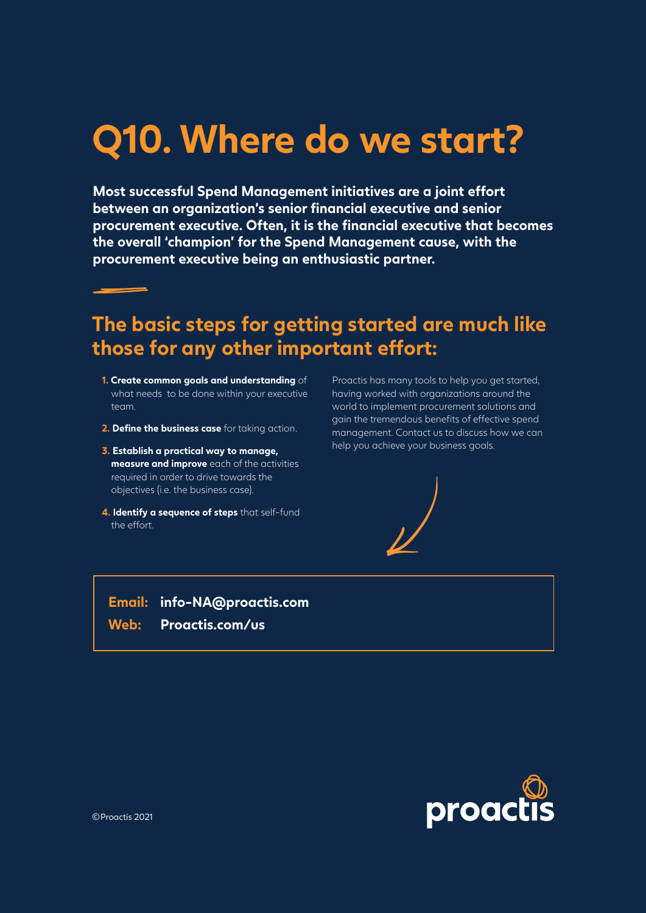# Q10. Where do we start?

**Most successful Spend Management initiatives are a joint effort between an organization's senior financial executive and senior procurement executive. Often, it is the financial executive that becomes the overall 'champion' for the Spend Management cause, with the procurement executive being an enthusiastic partner.**

## The basic steps for getting started are much like those for any other important effort:

1. **Create common goals and understanding** of what needs to be done within your executive team.
2. **Define the business case** for taking action.
3. **Establish a practical way to manage, measure and improve** each of the activities required in order to drive towards the objectives (i.e. the business case).
4. **Identify a sequence of steps** that self-fund the effort.

Proactis has many tools to help you get started, having worked with organizations around the world to implement procurement solutions and gain the tremendous benefits of effective spend management. Contact us to discuss how we can help you achieve your business goals.

**Email:** **info-NA@proactis.com**
**Web:** **Proactis.com/us**

proactis

©Proactis 2021